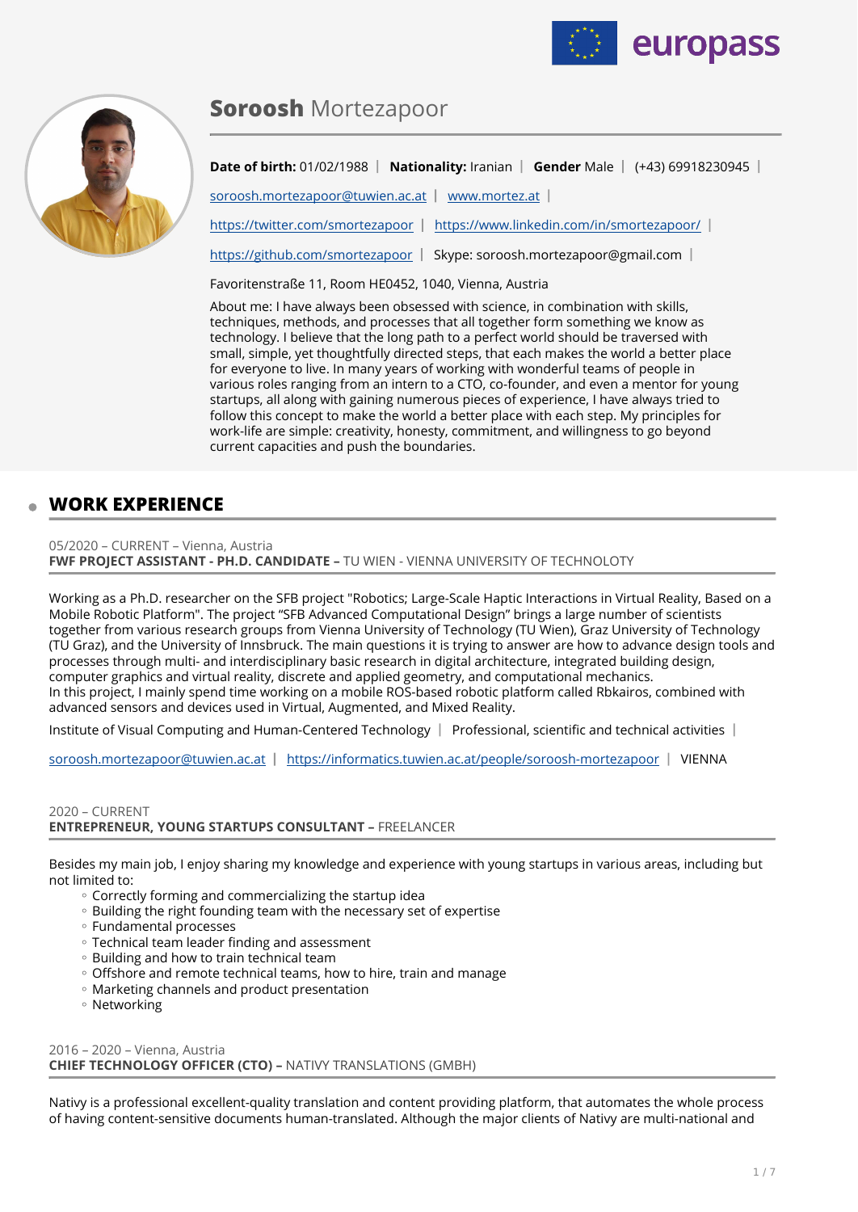europass

# **Soroosh** Mortezapoor

**Date of birth:** 01/02/1988 | **Nationality:** Iranian | **Gender** Male | (+43) 69918230945 |

soroosh.mortezapoor@tuwien.ac.at | www.mortez.at |

https://twitter.com/smortezapoor | https://www.linkedin.com/in/smortezapoor/ |

https://github.com/smortezapoor | Skype: soroosh.mortezapoor@gmail.com |

Favoritenstraße 11, Room HE0452, 1040, Vienna, Austria

About me: I have always been obsessed with science, in combination with skills, techniques, methods, and processes that all together form something we know as technology. I believe that the long path to a perfect world should be traversed with small, simple, yet thoughtfully directed steps, that each makes the world a better place for everyone to live. In many years of working with wonderful teams of people in various roles ranging from an intern to a CTO, co-founder, and even a mentor for young startups, all along with gaining numerous pieces of experience, I have always tried to follow this concept to make the world a better place with each step. My principles for work-life are simple: creativity, honesty, commitment, and willingness to go beyond current capacities and push the boundaries.

## WORK EXPERIENCE

05/2020 – CURRENT – Vienna, Austria
**FWF PROJECT ASSISTANT - PH.D. CANDIDATE –** TU WIEN - VIENNA UNIVERSITY OF TECHNOLOTY

Working as a Ph.D. researcher on the SFB project "Robotics; Large-Scale Haptic Interactions in Virtual Reality, Based on a Mobile Robotic Platform". The project “SFB Advanced Computational Design” brings a large number of scientists together from various research groups from Vienna University of Technology (TU Wien), Graz University of Technology (TU Graz), and the University of Innsbruck. The main questions it is trying to answer are how to advance design tools and processes through multi- and interdisciplinary basic research in digital architecture, integrated building design, computer graphics and virtual reality, discrete and applied geometry, and computational mechanics.
In this project, I mainly spend time working on a mobile ROS-based robotic platform called Rbkairos, combined with advanced sensors and devices used in Virtual, Augmented, and Mixed Reality.

Institute of Visual Computing and Human-Centered Technology | Professional, scientific and technical activities |

soroosh.mortezapoor@tuwien.ac.at | https://informatics.tuwien.ac.at/people/soroosh-mortezapoor | VIENNA

2020 – CURRENT
**ENTREPRENEUR, YOUNG STARTUPS CONSULTANT –** FREELANCER

Besides my main job, I enjoy sharing my knowledge and experience with young startups in various areas, including but not limited to:

- Correctly forming and commercializing the startup idea
- Building the right founding team with the necessary set of expertise
- Fundamental processes
- Technical team leader finding and assessment
- Building and how to train technical team
- Offshore and remote technical teams, how to hire, train and manage
- Marketing channels and product presentation
- Networking

2016 – 2020 – Vienna, Austria
**CHIEF TECHNOLOGY OFFICER (CTO) –** NATIVY TRANSLATIONS (GMBH)

Nativy is a professional excellent-quality translation and content providing platform, that automates the whole process of having content-sensitive documents human-translated. Although the major clients of Nativy are multi-national and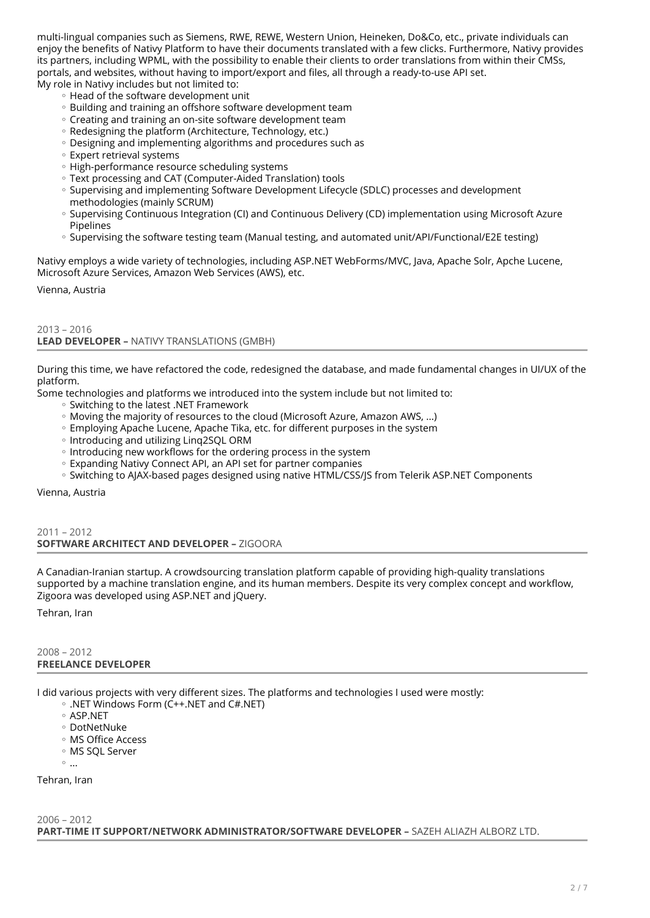multi-lingual companies such as Siemens, RWE, REWE, Western Union, Heineken, Do&Co, etc., private individuals can enjoy the benefits of Nativy Platform to have their documents translated with a few clicks. Furthermore, Nativy provides its partners, including WPML, with the possibility to enable their clients to order translations from within their CMSs, portals, and websites, without having to import/export and files, all through a ready-to-use API set.
My role in Nativy includes but not limited to:

- Head of the software development unit
- Building and training an offshore software development team
- Creating and training an on-site software development team
- Redesigning the platform (Architecture, Technology, etc.)
- Designing and implementing algorithms and procedures such as
- Expert retrieval systems
- High-performance resource scheduling systems
- Text processing and CAT (Computer-Aided Translation) tools
- Supervising and implementing Software Development Lifecycle (SDLC) processes and development methodologies (mainly SCRUM)
- Supervising Continuous Integration (CI) and Continuous Delivery (CD) implementation using Microsoft Azure Pipelines
- Supervising the software testing team (Manual testing, and automated unit/API/Functional/E2E testing)

Nativy employs a wide variety of technologies, including ASP.NET WebForms/MVC, Java, Apache Solr, Apche Lucene, Microsoft Azure Services, Amazon Web Services (AWS), etc.

Vienna, Austria

2013 – 2016
### **LEAD DEVELOPER –** NATIVY TRANSLATIONS (GMBH)

During this time, we have refactored the code, redesigned the database, and made fundamental changes in UI/UX of the platform.
Some technologies and platforms we introduced into the system include but not limited to:

- Switching to the latest .NET Framework
- Moving the majority of resources to the cloud (Microsoft Azure, Amazon AWS, ...)
- Employing Apache Lucene, Apache Tika, etc. for different purposes in the system
- Introducing and utilizing Linq2SQL ORM
- Introducing new workflows for the ordering process in the system
- Expanding Nativy Connect API, an API set for partner companies
- Switching to AJAX-based pages designed using native HTML/CSS/JS from Telerik ASP.NET Components

Vienna, Austria

2011 – 2012
### **SOFTWARE ARCHITECT AND DEVELOPER –** ZIGOORA

A Canadian-Iranian startup. A crowdsourcing translation platform capable of providing high-quality translations supported by a machine translation engine, and its human members. Despite its very complex concept and workflow, Zigoora was developed using ASP.NET and jQuery.

Tehran, Iran

2008 – 2012
### **FREELANCE DEVELOPER**

I did various projects with very different sizes. The platforms and technologies I used were mostly:

- .NET Windows Form (C++.NET and C#.NET)
- ASP.NET
- DotNetNuke
- MS Office Access
- MS SQL Server
- ...

Tehran, Iran

2006 – 2012
### **PART-TIME IT SUPPORT/NETWORK ADMINISTRATOR/SOFTWARE DEVELOPER –** SAZEH ALIAZH ALBORZ LTD.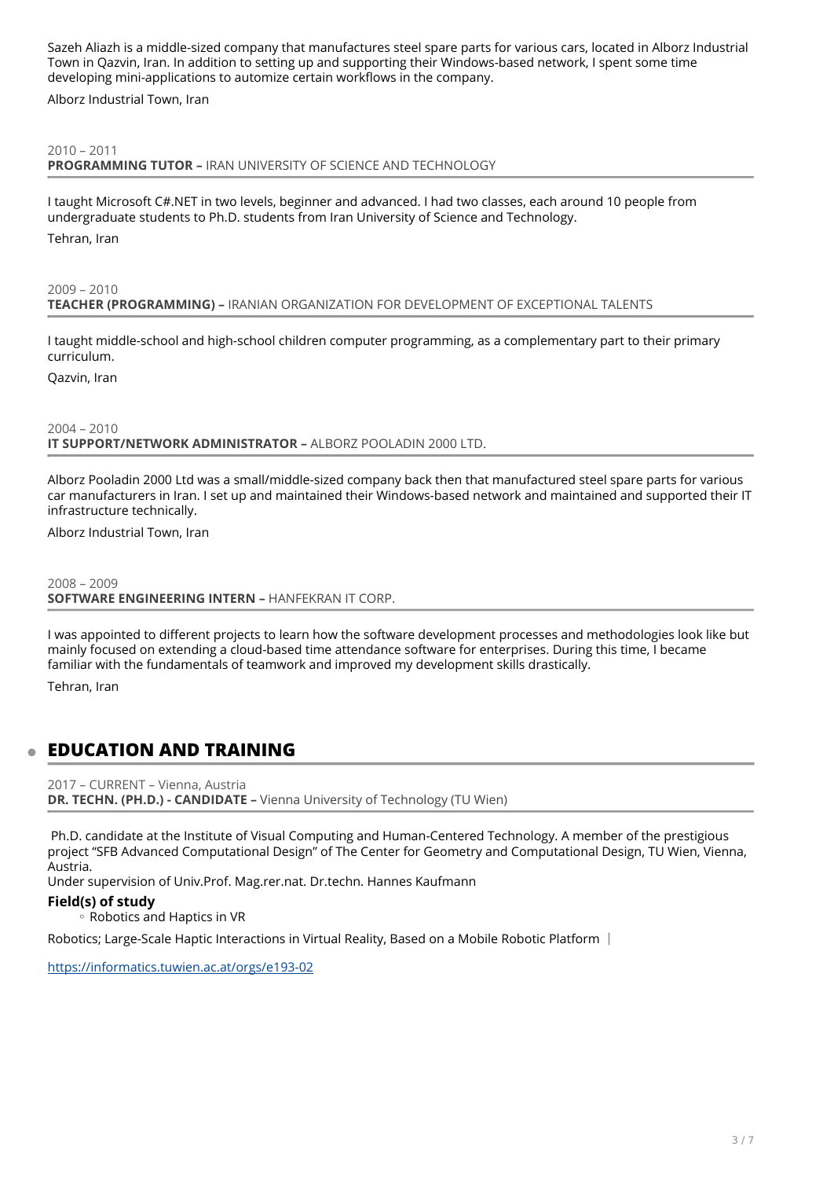Sazeh Aliazh is a middle-sized company that manufactures steel spare parts for various cars, located in Alborz Industrial Town in Qazvin, Iran. In addition to setting up and supporting their Windows-based network, I spent some time developing mini-applications to automize certain workflows in the company.

Alborz Industrial Town, Iran

2010 – 2011
**PROGRAMMING TUTOR –** IRAN UNIVERSITY OF SCIENCE AND TECHNOLOGY

I taught Microsoft C#.NET in two levels, beginner and advanced. I had two classes, each around 10 people from undergraduate students to Ph.D. students from Iran University of Science and Technology.

Tehran, Iran

2009 – 2010
**TEACHER (PROGRAMMING) –** IRANIAN ORGANIZATION FOR DEVELOPMENT OF EXCEPTIONAL TALENTS

I taught middle-school and high-school children computer programming, as a complementary part to their primary curriculum.

Qazvin, Iran

2004 – 2010
**IT SUPPORT/NETWORK ADMINISTRATOR –** ALBORZ POOLADIN 2000 LTD.

Alborz Pooladin 2000 Ltd was a small/middle-sized company back then that manufactured steel spare parts for various car manufacturers in Iran. I set up and maintained their Windows-based network and maintained and supported their IT infrastructure technically.

Alborz Industrial Town, Iran

2008 – 2009
**SOFTWARE ENGINEERING INTERN –** HANFEKRAN IT CORP.

I was appointed to different projects to learn how the software development processes and methodologies look like but mainly focused on extending a cloud-based time attendance software for enterprises. During this time, I became familiar with the fundamentals of teamwork and improved my development skills drastically.

Tehran, Iran

## EDUCATION AND TRAINING

2017 – CURRENT – Vienna, Austria
**DR. TECHN. (PH.D.) - CANDIDATE –** Vienna University of Technology (TU Wien)

Ph.D. candidate at the Institute of Visual Computing and Human-Centered Technology. A member of the prestigious project "SFB Advanced Computational Design" of The Center for Geometry and Computational Design, TU Wien, Vienna, Austria.
Under supervision of Univ.Prof. Mag.rer.nat. Dr.techn. Hannes Kaufmann

**Field(s) of study**

- Robotics and Haptics in VR

Robotics; Large-Scale Haptic Interactions in Virtual Reality, Based on a Mobile Robotic Platform |

https://informatics.tuwien.ac.at/orgs/e193-02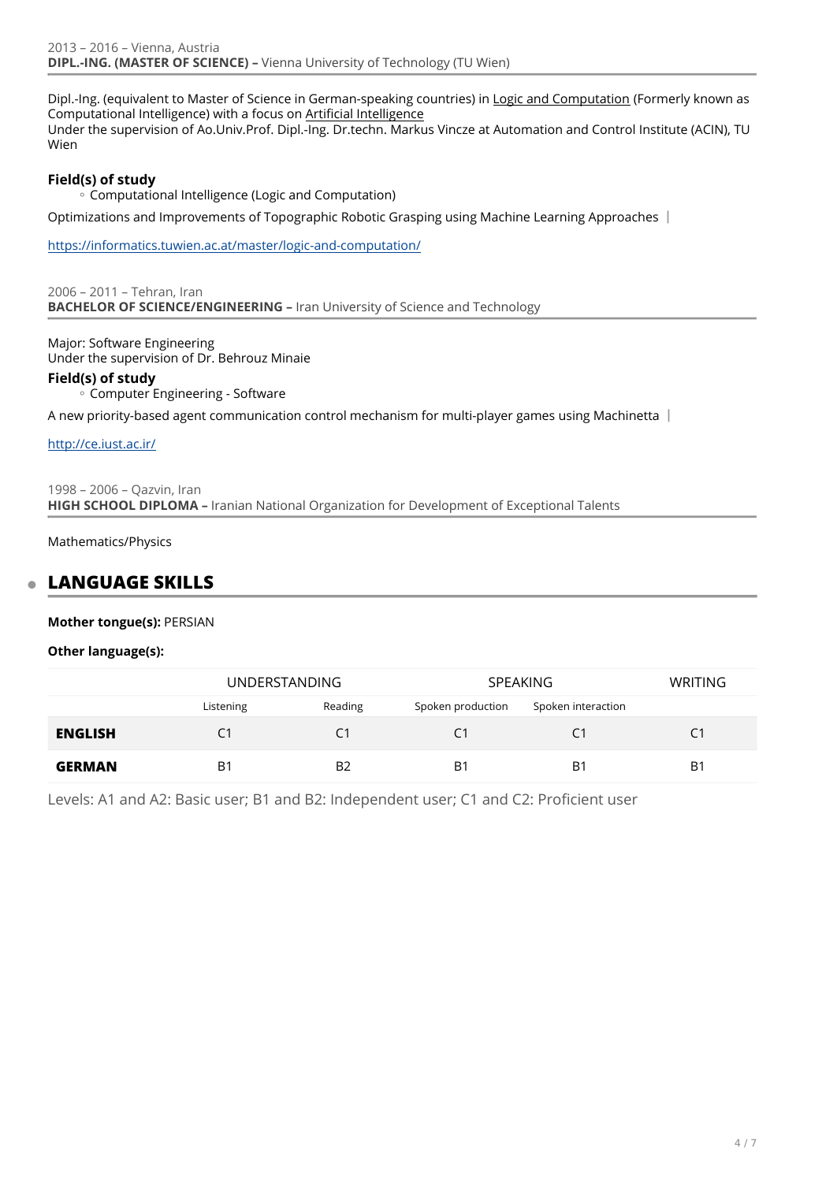2013 – 2016 – Vienna, Austria
**DIPL.-ING. (MASTER OF SCIENCE) –** Vienna University of Technology (TU Wien)

Dipl.-Ing. (equivalent to Master of Science in German-speaking countries) in Logic and Computation (Formerly known as Computational Intelligence) with a focus on Artificial Intelligence
Under the supervision of Ao.Univ.Prof. Dipl.-Ing. Dr.techn. Markus Vincze at Automation and Control Institute (ACIN), TU Wien

**Field(s) of study**

- Computational Intelligence (Logic and Computation)

Optimizations and Improvements of Topographic Robotic Grasping using Machine Learning Approaches |

https://informatics.tuwien.ac.at/master/logic-and-computation/

2006 – 2011 – Tehran, Iran
**BACHELOR OF SCIENCE/ENGINEERING –** Iran University of Science and Technology

Major: Software Engineering
Under the supervision of Dr. Behrouz Minaie

**Field(s) of study**

- Computer Engineering - Software

A new priority-based agent communication control mechanism for multi-player games using Machinetta |

http://ce.iust.ac.ir/

1998 – 2006 – Qazvin, Iran
**HIGH SCHOOL DIPLOMA –** Iranian National Organization for Development of Exceptional Talents

Mathematics/Physics

## LANGUAGE SKILLS

**Mother tongue(s):** PERSIAN

**Other language(s):**

| | UNDERSTANDING | | SPEAKING | | WRITING |
|---|---|---|---|---|---|
| | Listening | Reading | Spoken production | Spoken interaction | |
| **ENGLISH** | C1 | C1 | C1 | C1 | C1 |
| **GERMAN** | B1 | B2 | B1 | B1 | B1 |

Levels: A1 and A2: Basic user; B1 and B2: Independent user; C1 and C2: Proficient user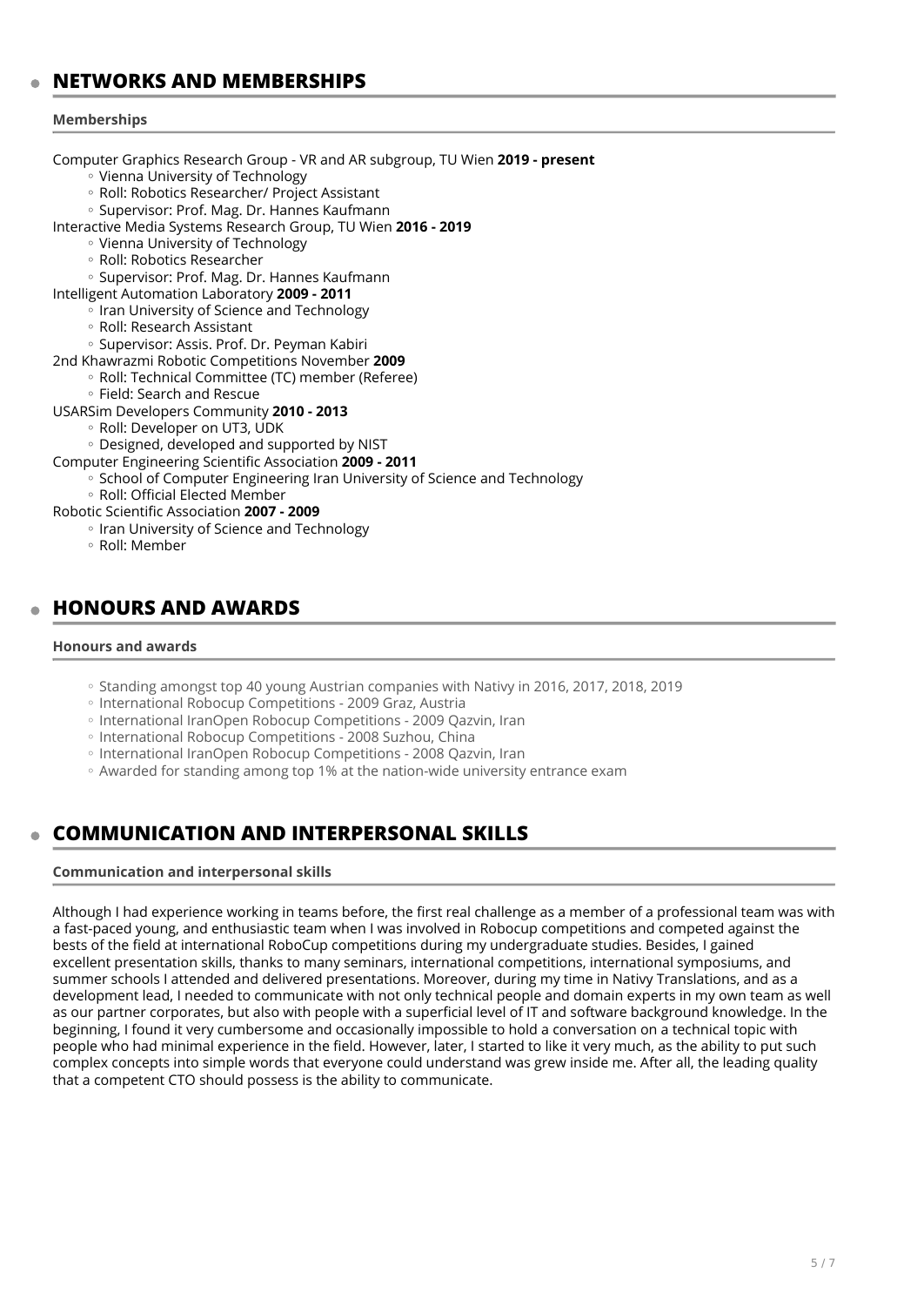## NETWORKS AND MEMBERSHIPS

### Memberships

Computer Graphics Research Group - VR and AR subgroup, TU Wien **2019 - present**

- Vienna University of Technology
- Roll: Robotics Researcher/ Project Assistant
- Supervisor: Prof. Mag. Dr. Hannes Kaufmann

Interactive Media Systems Research Group, TU Wien **2016 - 2019**

- Vienna University of Technology
- Roll: Robotics Researcher
- Supervisor: Prof. Mag. Dr. Hannes Kaufmann

Intelligent Automation Laboratory **2009 - 2011**

- Iran University of Science and Technology
- Roll: Research Assistant
- Supervisor: Assis. Prof. Dr. Peyman Kabiri

2nd Khawrazmi Robotic Competitions November **2009**

- Roll: Technical Committee (TC) member (Referee)
- Field: Search and Rescue

USARSim Developers Community **2010 - 2013**

- Roll: Developer on UT3, UDK
- Designed, developed and supported by NIST

Computer Engineering Scientific Association **2009 - 2011**

- School of Computer Engineering Iran University of Science and Technology
- Roll: Official Elected Member

Robotic Scientific Association **2007 - 2009**

- Iran University of Science and Technology
- Roll: Member

## HONOURS AND AWARDS

### Honours and awards

- Standing amongst top 40 young Austrian companies with Nativy in 2016, 2017, 2018, 2019
- International Robocup Competitions - 2009 Graz, Austria
- International IranOpen Robocup Competitions - 2009 Qazvin, Iran
- International Robocup Competitions - 2008 Suzhou, China
- International IranOpen Robocup Competitions - 2008 Qazvin, Iran
- Awarded for standing among top 1% at the nation-wide university entrance exam

## COMMUNICATION AND INTERPERSONAL SKILLS

### Communication and interpersonal skills

Although I had experience working in teams before, the first real challenge as a member of a professional team was with a fast-paced young, and enthusiastic team when I was involved in Robocup competitions and competed against the bests of the field at international RoboCup competitions during my undergraduate studies. Besides, I gained excellent presentation skills, thanks to many seminars, international competitions, international symposiums, and summer schools I attended and delivered presentations. Moreover, during my time in Nativy Translations, and as a development lead, I needed to communicate with not only technical people and domain experts in my own team as well as our partner corporates, but also with people with a superficial level of IT and software background knowledge. In the beginning, I found it very cumbersome and occasionally impossible to hold a conversation on a technical topic with people who had minimal experience in the field. However, later, I started to like it very much, as the ability to put such complex concepts into simple words that everyone could understand was grew inside me. After all, the leading quality that a competent CTO should possess is the ability to communicate.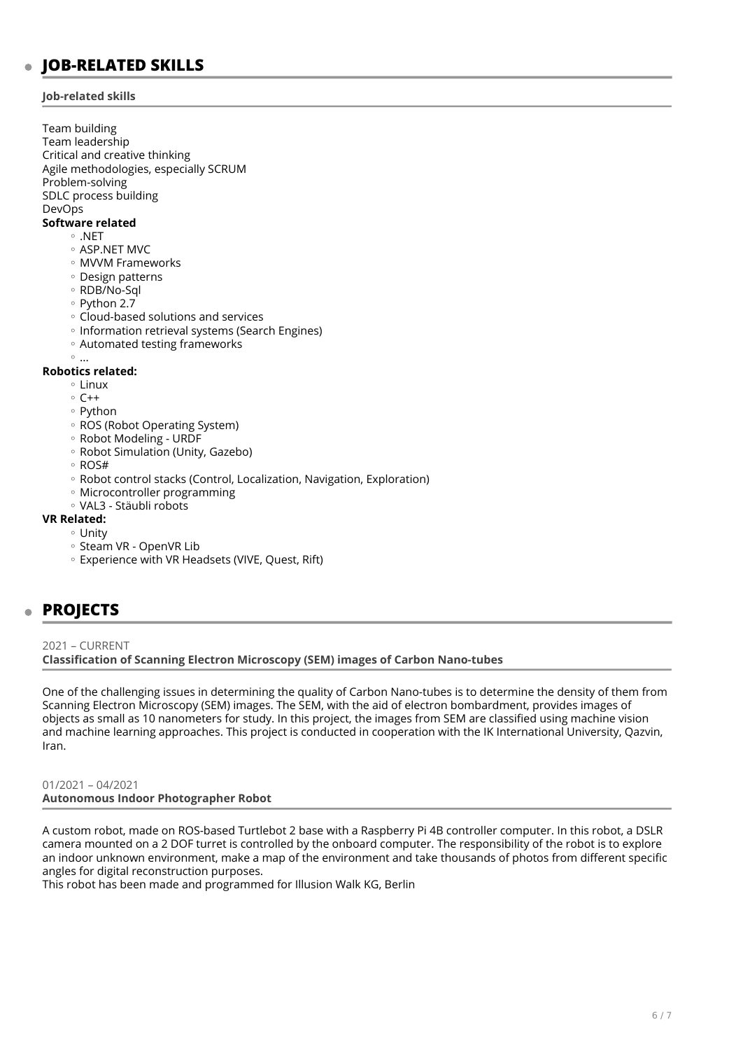## JOB-RELATED SKILLS

**Job-related skills**

Team building
Team leadership
Critical and creative thinking
Agile methodologies, especially SCRUM
Problem-solving
SDLC process building
DevOps

**Software related**

- .NET
- ASP.NET MVC
- MVVM Frameworks
- Design patterns
- RDB/No-Sql
- Python 2.7
- Cloud-based solutions and services
- Information retrieval systems (Search Engines)
- Automated testing frameworks
- ...

**Robotics related:**

- Linux
- C++
- Python
- ROS (Robot Operating System)
- Robot Modeling - URDF
- Robot Simulation (Unity, Gazebo)
- ROS#
- Robot control stacks (Control, Localization, Navigation, Exploration)
- Microcontroller programming
- VAL3 - Stäubli robots

**VR Related:**

- Unity
- Steam VR - OpenVR Lib
- Experience with VR Headsets (VIVE, Quest, Rift)

## PROJECTS

2021 – CURRENT

**Classification of Scanning Electron Microscopy (SEM) images of Carbon Nano-tubes**

One of the challenging issues in determining the quality of Carbon Nano-tubes is to determine the density of them from Scanning Electron Microscopy (SEM) images. The SEM, with the aid of electron bombardment, provides images of objects as small as 10 nanometers for study. In this project, the images from SEM are classified using machine vision and machine learning approaches. This project is conducted in cooperation with the IK International University, Qazvin, Iran.

01/2021 – 04/2021

**Autonomous Indoor Photographer Robot**

A custom robot, made on ROS-based Turtlebot 2 base with a Raspberry Pi 4B controller computer. In this robot, a DSLR camera mounted on a 2 DOF turret is controlled by the onboard computer. The responsibility of the robot is to explore an indoor unknown environment, make a map of the environment and take thousands of photos from different specific angles for digital reconstruction purposes.
This robot has been made and programmed for Illusion Walk KG, Berlin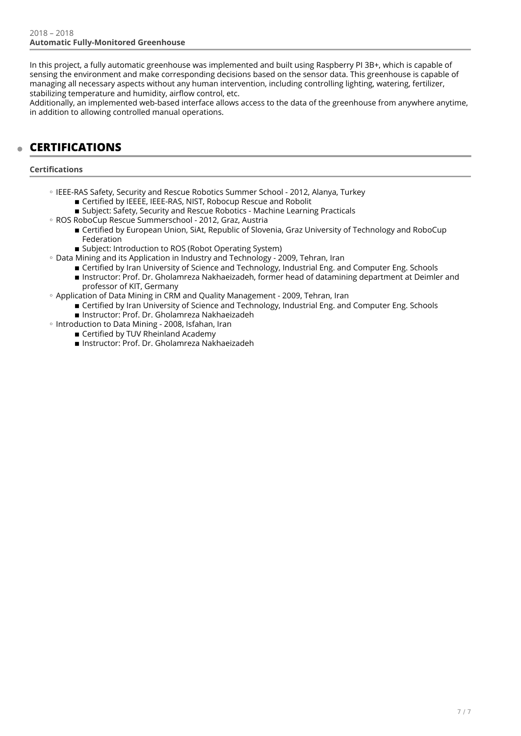2018 – 2018
**Automatic Fully-Monitored Greenhouse**

In this project, a fully automatic greenhouse was implemented and built using Raspberry PI 3B+, which is capable of sensing the environment and make corresponding decisions based on the sensor data. This greenhouse is capable of managing all necessary aspects without any human intervention, including controlling lighting, watering, fertilizer, stabilizing temperature and humidity, airflow control, etc.
Additionally, an implemented web-based interface allows access to the data of the greenhouse from anywhere anytime, in addition to allowing controlled manual operations.

# CERTIFICATIONS

**Certifications**

- IEEE-RAS Safety, Security and Rescue Robotics Summer School - 2012, Alanya, Turkey
  - Certified by IEEEE, IEEE-RAS, NIST, Robocup Rescue and Robolit
  - Subject: Safety, Security and Rescue Robotics - Machine Learning Practicals
- ROS RoboCup Rescue Summerschool - 2012, Graz, Austria
  - Certified by European Union, SiAt, Republic of Slovenia, Graz University of Technology and RoboCup Federation
  - Subject: Introduction to ROS (Robot Operating System)
- Data Mining and its Application in Industry and Technology - 2009, Tehran, Iran
  - Certified by Iran University of Science and Technology, Industrial Eng. and Computer Eng. Schools
  - Instructor: Prof. Dr. Gholamreza Nakhaeizadeh, former head of datamining department at Deimler and professor of KIT, Germany
- Application of Data Mining in CRM and Quality Management - 2009, Tehran, Iran
  - Certified by Iran University of Science and Technology, Industrial Eng. and Computer Eng. Schools
  - Instructor: Prof. Dr. Gholamreza Nakhaeizadeh
- Introduction to Data Mining - 2008, Isfahan, Iran
  - Certified by TUV Rheinland Academy
  - Instructor: Prof. Dr. Gholamreza Nakhaeizadeh